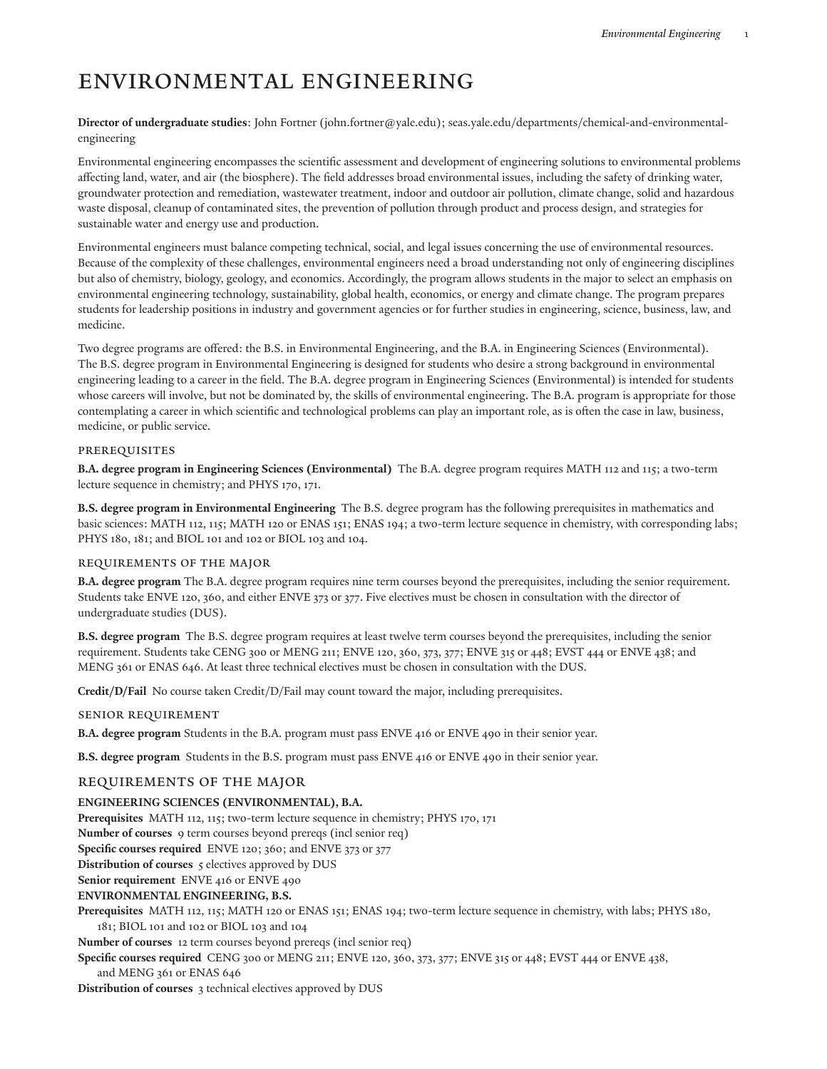# ENVIRONMENTAL ENGINEERING

**Director of undergraduate studies**: John Fortner (john.fortner@yale.edu); seas.yale.edu/departments/chemical-and-environmental-engineering

Environmental engineering encompasses the scientific assessment and development of engineering solutions to environmental problems affecting land, water, and air (the biosphere). The field addresses broad environmental issues, including the safety of drinking water, groundwater protection and remediation, wastewater treatment, indoor and outdoor air pollution, climate change, solid and hazardous waste disposal, cleanup of contaminated sites, the prevention of pollution through product and process design, and strategies for sustainable water and energy use and production.

Environmental engineers must balance competing technical, social, and legal issues concerning the use of environmental resources. Because of the complexity of these challenges, environmental engineers need a broad understanding not only of engineering disciplines but also of chemistry, biology, geology, and economics. Accordingly, the program allows students in the major to select an emphasis on environmental engineering technology, sustainability, global health, economics, or energy and climate change. The program prepares students for leadership positions in industry and government agencies or for further studies in engineering, science, business, law, and medicine.

Two degree programs are offered: the B.S. in Environmental Engineering, and the B.A. in Engineering Sciences (Environmental). The B.S. degree program in Environmental Engineering is designed for students who desire a strong background in environmental engineering leading to a career in the field. The B.A. degree program in Engineering Sciences (Environmental) is intended for students whose careers will involve, but not be dominated by, the skills of environmental engineering. The B.A. program is appropriate for those contemplating a career in which scientific and technological problems can play an important role, as is often the case in law, business, medicine, or public service.

### PREREQUISITES

**B.A. degree program in Engineering Sciences (Environmental)** The B.A. degree program requires MATH 112 and 115; a two-term lecture sequence in chemistry; and PHYS 170, 171.

**B.S. degree program in Environmental Engineering** The B.S. degree program has the following prerequisites in mathematics and basic sciences: MATH 112, 115; MATH 120 or ENAS 151; ENAS 194; a two-term lecture sequence in chemistry, with corresponding labs; PHYS 180, 181; and BIOL 101 and 102 or BIOL 103 and 104.

### REQUIREMENTS OF THE MAJOR

**B.A. degree program** The B.A. degree program requires nine term courses beyond the prerequisites, including the senior requirement. Students take ENVE 120, 360, and either ENVE 373 or 377. Five electives must be chosen in consultation with the director of undergraduate studies (DUS).

**B.S. degree program** The B.S. degree program requires at least twelve term courses beyond the prerequisites, including the senior requirement. Students take CENG 300 or MENG 211; ENVE 120, 360, 373, 377; ENVE 315 or 448; EVST 444 or ENVE 438; and MENG 361 or ENAS 646. At least three technical electives must be chosen in consultation with the DUS.

**Credit/D/Fail** No course taken Credit/D/Fail may count toward the major, including prerequisites.

### SENIOR REQUIREMENT

**B.A. degree program** Students in the B.A. program must pass ENVE 416 or ENVE 490 in their senior year.

**B.S. degree program** Students in the B.S. program must pass ENVE 416 or ENVE 490 in their senior year.

## REQUIREMENTS OF THE MAJOR

**ENGINEERING SCIENCES (ENVIRONMENTAL), B.A.**

**Prerequisites** MATH 112, 115; two-term lecture sequence in chemistry; PHYS 170, 171

**Number of courses** 9 term courses beyond prereqs (incl senior req)

**Specific courses required** ENVE 120; 360; and ENVE 373 or 377

**Distribution of courses** 5 electives approved by DUS

**Senior requirement** ENVE 416 or ENVE 490

**ENVIRONMENTAL ENGINEERING, B.S.**

**Prerequisites** MATH 112, 115; MATH 120 or ENAS 151; ENAS 194; two-term lecture sequence in chemistry, with labs; PHYS 180, 181; BIOL 101 and 102 or BIOL 103 and 104

**Number of courses** 12 term courses beyond prereqs (incl senior req)

**Specific courses required** CENG 300 or MENG 211; ENVE 120, 360, 373, 377; ENVE 315 or 448; EVST 444 or ENVE 438, and MENG 361 or ENAS 646

**Distribution of courses** 3 technical electives approved by DUS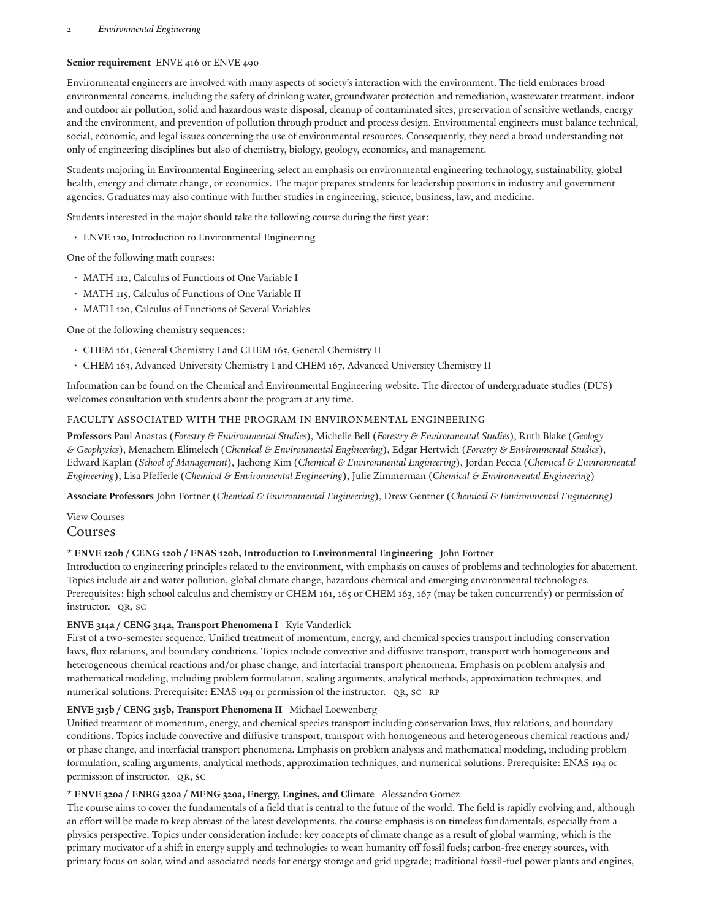**Senior requirement** ENVE 416 or ENVE 490

Environmental engineers are involved with many aspects of society's interaction with the environment. The field embraces broad environmental concerns, including the safety of drinking water, groundwater protection and remediation, wastewater treatment, indoor and outdoor air pollution, solid and hazardous waste disposal, cleanup of contaminated sites, preservation of sensitive wetlands, energy and the environment, and prevention of pollution through product and process design. Environmental engineers must balance technical, social, economic, and legal issues concerning the use of environmental resources. Consequently, they need a broad understanding not only of engineering disciplines but also of chemistry, biology, geology, economics, and management.

Students majoring in Environmental Engineering select an emphasis on environmental engineering technology, sustainability, global health, energy and climate change, or economics. The major prepares students for leadership positions in industry and government agencies. Graduates may also continue with further studies in engineering, science, business, law, and medicine.

Students interested in the major should take the following course during the first year:

- ENVE 120, Introduction to Environmental Engineering

One of the following math courses:

- MATH 112, Calculus of Functions of One Variable I
- MATH 115, Calculus of Functions of One Variable II
- MATH 120, Calculus of Functions of Several Variables

One of the following chemistry sequences:

- CHEM 161, General Chemistry I and CHEM 165, General Chemistry II
- CHEM 163, Advanced University Chemistry I and CHEM 167, Advanced University Chemistry II

Information can be found on the Chemical and Environmental Engineering website. The director of undergraduate studies (DUS) welcomes consultation with students about the program at any time.

### FACULTY ASSOCIATED WITH THE PROGRAM IN ENVIRONMENTAL ENGINEERING

**Professors** Paul Anastas (*Forestry & Environmental Studies*), Michelle Bell (*Forestry & Environmental Studies*), Ruth Blake (*Geology & Geophysics*), Menachem Elimelech (*Chemical & Environmental Engineering*), Edgar Hertwich (*Forestry & Environmental Studies*), Edward Kaplan (*School of Management*), Jaehong Kim (*Chemical & Environmental Engineering*), Jordan Peccia (*Chemical & Environmental Engineering*), Lisa Pfefferle (*Chemical & Environmental Engineering*), Julie Zimmerman (*Chemical & Environmental Engineering*)

**Associate Professors** John Fortner (*Chemical & Environmental Engineering*), Drew Gentner (*Chemical & Environmental Engineering)*

View Courses

## Courses

**\* ENVE 120b / CENG 120b / ENAS 120b, Introduction to Environmental Engineering** John Fortner
Introduction to engineering principles related to the environment, with emphasis on causes of problems and technologies for abatement. Topics include air and water pollution, global climate change, hazardous chemical and emerging environmental technologies. Prerequisites: high school calculus and chemistry or CHEM 161, 165 or CHEM 163, 167 (may be taken concurrently) or permission of instructor. QR, SC

**ENVE 314a / CENG 314a, Transport Phenomena I** Kyle Vanderlick
First of a two-semester sequence. Unified treatment of momentum, energy, and chemical species transport including conservation laws, flux relations, and boundary conditions. Topics include convective and diffusive transport, transport with homogeneous and heterogeneous chemical reactions and/or phase change, and interfacial transport phenomena. Emphasis on problem analysis and mathematical modeling, including problem formulation, scaling arguments, analytical methods, approximation techniques, and numerical solutions. Prerequisite: ENAS 194 or permission of the instructor. QR, SC RP

**ENVE 315b / CENG 315b, Transport Phenomena II** Michael Loewenberg
Unified treatment of momentum, energy, and chemical species transport including conservation laws, flux relations, and boundary conditions. Topics include convective and diffusive transport, transport with homogeneous and heterogeneous chemical reactions and/or phase change, and interfacial transport phenomena. Emphasis on problem analysis and mathematical modeling, including problem formulation, scaling arguments, analytical methods, approximation techniques, and numerical solutions. Prerequisite: ENAS 194 or permission of instructor. QR, SC

**\* ENVE 320a / ENRG 320a / MENG 320a, Energy, Engines, and Climate** Alessandro Gomez
The course aims to cover the fundamentals of a field that is central to the future of the world. The field is rapidly evolving and, although an effort will be made to keep abreast of the latest developments, the course emphasis is on timeless fundamentals, especially from a physics perspective. Topics under consideration include: key concepts of climate change as a result of global warming, which is the primary motivator of a shift in energy supply and technologies to wean humanity off fossil fuels; carbon-free energy sources, with primary focus on solar, wind and associated needs for energy storage and grid upgrade; traditional fossil-fuel power plants and engines,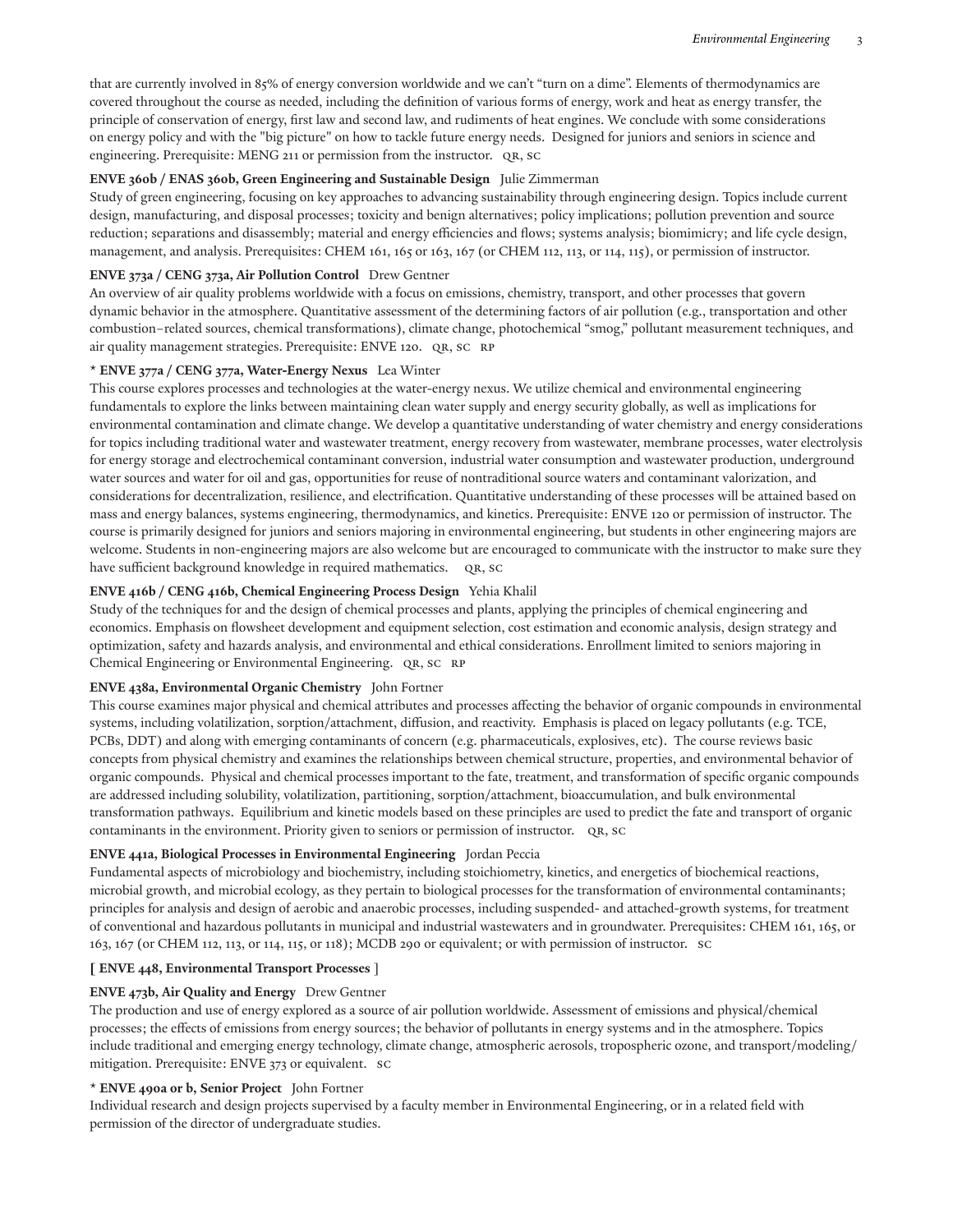that are currently involved in 85% of energy conversion worldwide and we can't "turn on a dime". Elements of thermodynamics are covered throughout the course as needed, including the definition of various forms of energy, work and heat as energy transfer, the principle of conservation of energy, first law and second law, and rudiments of heat engines. We conclude with some considerations on energy policy and with the "big picture" on how to tackle future energy needs. Designed for juniors and seniors in science and engineering. Prerequisite: MENG 211 or permission from the instructor. QR, SC

**ENVE 360b / ENAS 360b, Green Engineering and Sustainable Design** Julie Zimmerman
Study of green engineering, focusing on key approaches to advancing sustainability through engineering design. Topics include current design, manufacturing, and disposal processes; toxicity and benign alternatives; policy implications; pollution prevention and source reduction; separations and disassembly; material and energy efficiencies and flows; systems analysis; biomimicry; and life cycle design, management, and analysis. Prerequisites: CHEM 161, 165 or 163, 167 (or CHEM 112, 113, or 114, 115), or permission of instructor.

**ENVE 373a / CENG 373a, Air Pollution Control** Drew Gentner
An overview of air quality problems worldwide with a focus on emissions, chemistry, transport, and other processes that govern dynamic behavior in the atmosphere. Quantitative assessment of the determining factors of air pollution (e.g., transportation and other combustion–related sources, chemical transformations), climate change, photochemical "smog," pollutant measurement techniques, and air quality management strategies. Prerequisite: ENVE 120. QR, SC RP

**\* ENVE 377a / CENG 377a, Water-Energy Nexus** Lea Winter
This course explores processes and technologies at the water-energy nexus. We utilize chemical and environmental engineering fundamentals to explore the links between maintaining clean water supply and energy security globally, as well as implications for environmental contamination and climate change. We develop a quantitative understanding of water chemistry and energy considerations for topics including traditional water and wastewater treatment, energy recovery from wastewater, membrane processes, water electrolysis for energy storage and electrochemical contaminant conversion, industrial water consumption and wastewater production, underground water sources and water for oil and gas, opportunities for reuse of nontraditional source waters and contaminant valorization, and considerations for decentralization, resilience, and electrification. Quantitative understanding of these processes will be attained based on mass and energy balances, systems engineering, thermodynamics, and kinetics. Prerequisite: ENVE 120 or permission of instructor. The course is primarily designed for juniors and seniors majoring in environmental engineering, but students in other engineering majors are welcome. Students in non-engineering majors are also welcome but are encouraged to communicate with the instructor to make sure they have sufficient background knowledge in required mathematics. QR, SC

**ENVE 416b / CENG 416b, Chemical Engineering Process Design** Yehia Khalil
Study of the techniques for and the design of chemical processes and plants, applying the principles of chemical engineering and economics. Emphasis on flowsheet development and equipment selection, cost estimation and economic analysis, design strategy and optimization, safety and hazards analysis, and environmental and ethical considerations. Enrollment limited to seniors majoring in Chemical Engineering or Environmental Engineering. QR, SC RP

**ENVE 438a, Environmental Organic Chemistry** John Fortner
This course examines major physical and chemical attributes and processes affecting the behavior of organic compounds in environmental systems, including volatilization, sorption/attachment, diffusion, and reactivity. Emphasis is placed on legacy pollutants (e.g. TCE, PCBs, DDT) and along with emerging contaminants of concern (e.g. pharmaceuticals, explosives, etc). The course reviews basic concepts from physical chemistry and examines the relationships between chemical structure, properties, and environmental behavior of organic compounds. Physical and chemical processes important to the fate, treatment, and transformation of specific organic compounds are addressed including solubility, volatilization, partitioning, sorption/attachment, bioaccumulation, and bulk environmental transformation pathways. Equilibrium and kinetic models based on these principles are used to predict the fate and transport of organic contaminants in the environment. Priority given to seniors or permission of instructor. QR, SC

**ENVE 441a, Biological Processes in Environmental Engineering** Jordan Peccia
Fundamental aspects of microbiology and biochemistry, including stoichiometry, kinetics, and energetics of biochemical reactions, microbial growth, and microbial ecology, as they pertain to biological processes for the transformation of environmental contaminants; principles for analysis and design of aerobic and anaerobic processes, including suspended- and attached-growth systems, for treatment of conventional and hazardous pollutants in municipal and industrial wastewaters and in groundwater. Prerequisites: CHEM 161, 165, or 163, 167 (or CHEM 112, 113, or 114, 115, or 118); MCDB 290 or equivalent; or with permission of instructor. SC

**[ ENVE 448, Environmental Transport Processes ]**

**ENVE 473b, Air Quality and Energy** Drew Gentner
The production and use of energy explored as a source of air pollution worldwide. Assessment of emissions and physical/chemical processes; the effects of emissions from energy sources; the behavior of pollutants in energy systems and in the atmosphere. Topics include traditional and emerging energy technology, climate change, atmospheric aerosols, tropospheric ozone, and transport/modeling/mitigation. Prerequisite: ENVE 373 or equivalent. SC

**\* ENVE 490a or b, Senior Project** John Fortner
Individual research and design projects supervised by a faculty member in Environmental Engineering, or in a related field with permission of the director of undergraduate studies.